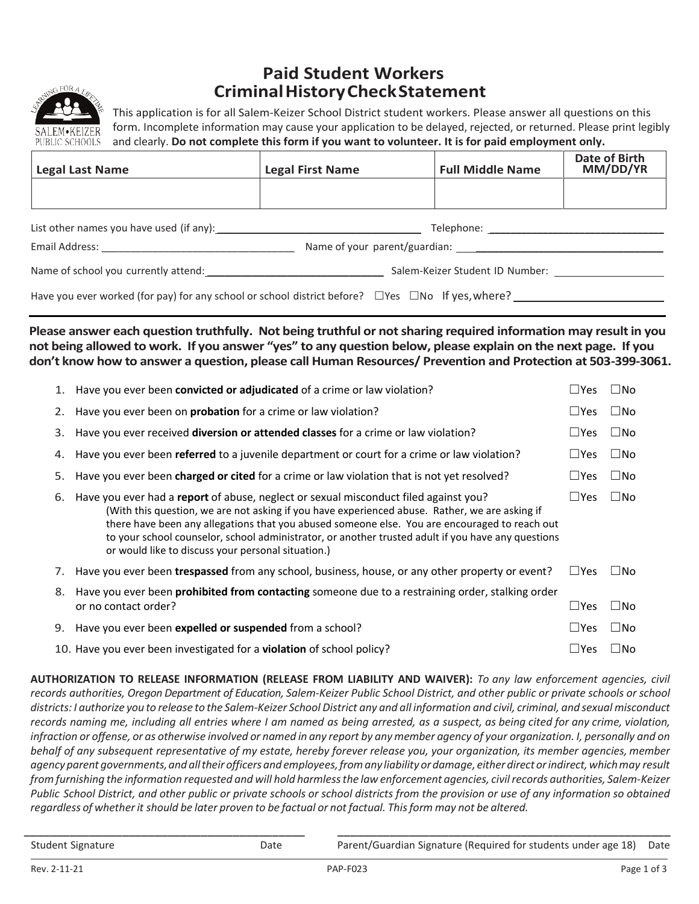# Paid Student Workers
# Criminal History Check Statement

This application is for all Salem-Keizer School District student workers. Please answer all questions on this form. Incomplete information may cause your application to be delayed, rejected, or returned. Please print legibly and clearly. **Do not complete this form if you want to volunteer. It is for paid employment only.**

| Legal Last Name | Legal First Name | Full Middle Name | Date of Birth MM/DD/YR |
|---|---|---|---|
| | | | |

List other names you have used (if any): ______________________ Telephone: ______________________

Email Address: ______________________ Name of your parent/guardian: ______________________

Name of school you currently attend: ______________________ Salem-Keizer Student ID Number: ______________________

Have you ever worked (for pay) for any school or school district before? ☐Yes ☐No If yes, where? ______________________

**Please answer each question truthfully. Not being truthful or not sharing required information may result in you not being allowed to work. If you answer "yes" to any question below, please explain on the next page. If you don't know how to answer a question, please call Human Resources/ Prevention and Protection at 503-399-3061.**

1. Have you ever been **convicted or adjudicated** of a crime or law violation? ☐Yes ☐No
2. Have you ever been on **probation** for a crime or law violation? ☐Yes ☐No
3. Have you ever received **diversion or attended classes** for a crime or law violation? ☐Yes ☐No
4. Have you ever been **referred** to a juvenile department or court for a crime or law violation? ☐Yes ☐No
5. Have you ever been **charged or cited** for a crime or law violation that is not yet resolved? ☐Yes ☐No
6. Have you ever had a **report** of abuse, neglect or sexual misconduct filed against you? ☐Yes ☐No
   (With this question, we are not asking if you have experienced abuse. Rather, we are asking if there have been any allegations that you abused someone else. You are encouraged to reach out to your school counselor, school administrator, or another trusted adult if you have any questions or would like to discuss your personal situation.)
7. Have you ever been **trespassed** from any school, business, house, or any other property or event? ☐Yes ☐No
8. Have you ever been **prohibited from contacting** someone due to a restraining order, stalking order or no contact order? ☐Yes ☐No
9. Have you ever been **expelled or suspended** from a school? ☐Yes ☐No
10. Have you ever been investigated for a **violation** of school policy? ☐Yes ☐No

**AUTHORIZATION TO RELEASE INFORMATION (RELEASE FROM LIABILITY AND WAIVER):** *To any law enforcement agencies, civil records authorities, Oregon Department of Education, Salem-Keizer Public School District, and other public or private schools or school districts: I authorize you to release to the Salem-Keizer School District any and all information and civil, criminal, and sexual misconduct records naming me, including all entries where I am named as being arrested, as a suspect, as being cited for any crime, violation, infraction or offense, or as otherwise involved or named in any report by any member agency of your organization. I, personally and on behalf of any subsequent representative of my estate, hereby forever release you, your organization, its member agencies, member agency parent governments, and all their officers and employees, from any liability or damage, either direct or indirect, which may result from furnishing the information requested and will hold harmless the law enforcement agencies, civil records authorities, Salem-Keizer Public School District, and other public or private schools or school districts from the provision or use of any information so obtained regardless of whether it should be later proven to be factual or not factual. This form may not be altered.*

______________________________ Student Signature Date

______________________________ Parent/Guardian Signature (Required for students under age 18) Date

Rev. 2-11-21 PAP-F023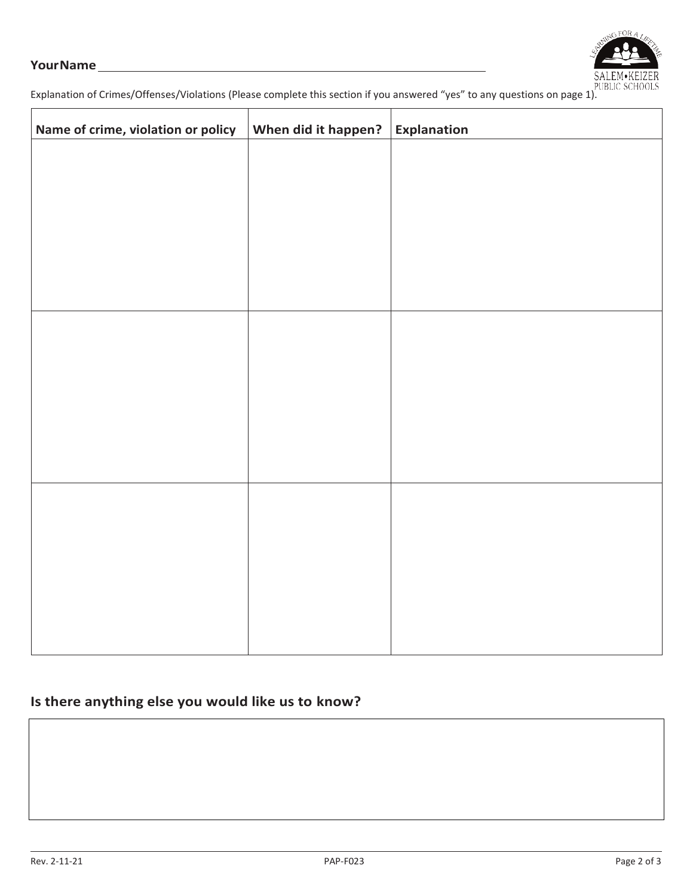**YourName** ______________________________________________

Explanation of Crimes/Offenses/Violations (Please complete this section if you answered "yes" to any questions on page 1).

| Name of crime, violation or policy | When did it happen? | Explanation |
|---|---|---|
| | | |
| | | |
| | | |

## Is there anything else you would like us to know?

| |
|---|
| |

Rev. 2-11-21 PAP-F023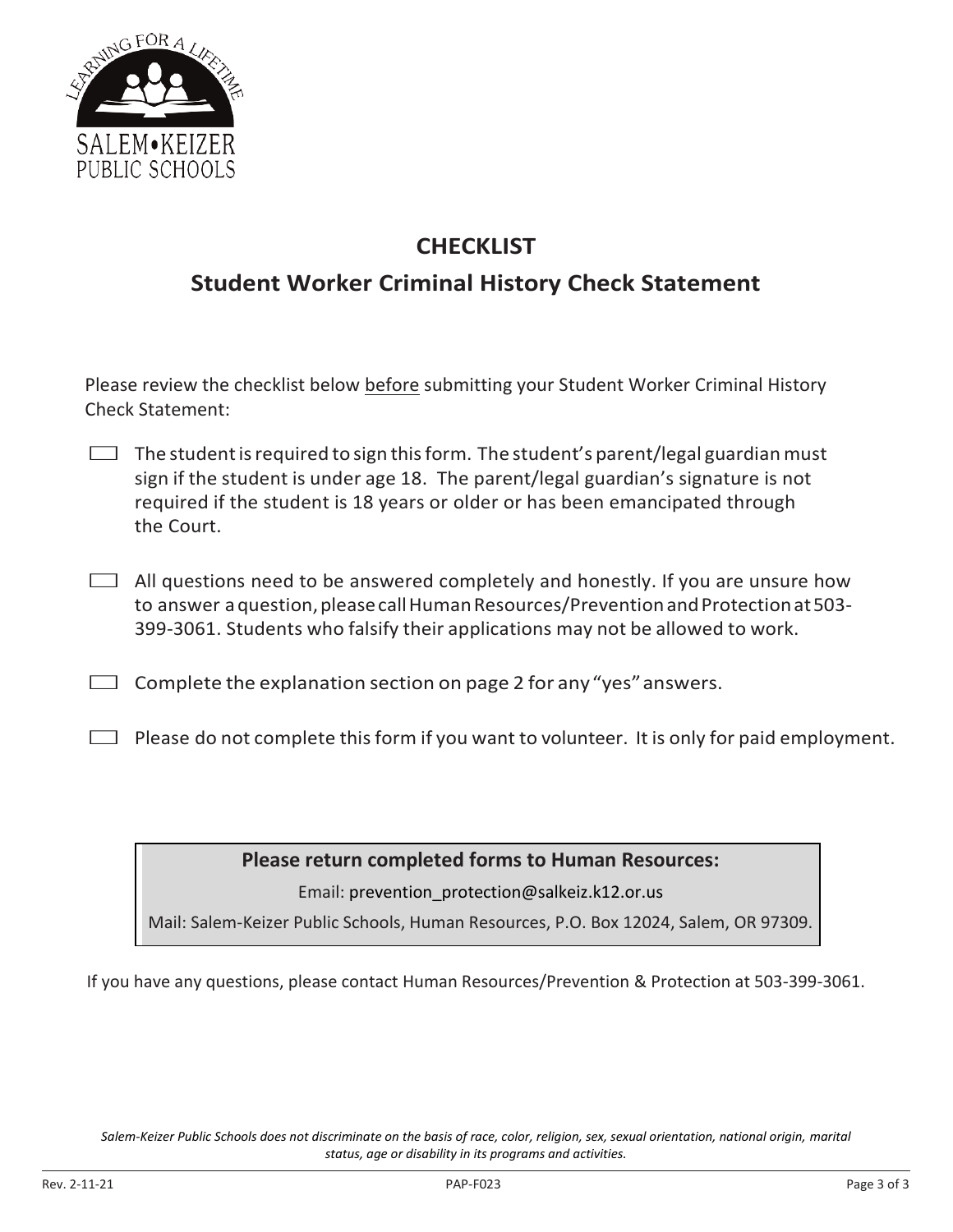SALEM•KEIZER PUBLIC SCHOOLS

LEARNING FOR A LIFETIME

# CHECKLIST

## Student Worker Criminal History Check Statement

Please review the checklist below before submitting your Student Worker Criminal History Check Statement:

- ☐ The student is required to sign this form. The student's parent/legal guardian must sign if the student is under age 18. The parent/legal guardian's signature is not required if the student is 18 years or older or has been emancipated through the Court.
- ☐ All questions need to be answered completely and honestly. If you are unsure how to answer a question, please call Human Resources/Prevention and Protection at 503-399-3061. Students who falsify their applications may not be allowed to work.
- ☐ Complete the explanation section on page 2 for any "yes" answers.
- ☐ Please do not complete this form if you want to volunteer. It is only for paid employment.

**Please return completed forms to Human Resources:**

Email: prevention_protection@salkeiz.k12.or.us

Mail: Salem-Keizer Public Schools, Human Resources, P.O. Box 12024, Salem, OR 97309.

If you have any questions, please contact Human Resources/Prevention & Protection at 503-399-3061.

*Salem-Keizer Public Schools does not discriminate on the basis of race, color, religion, sex, sexual orientation, national origin, marital status, age or disability in its programs and activities.*

Rev. 2-11-21 PAP-F023